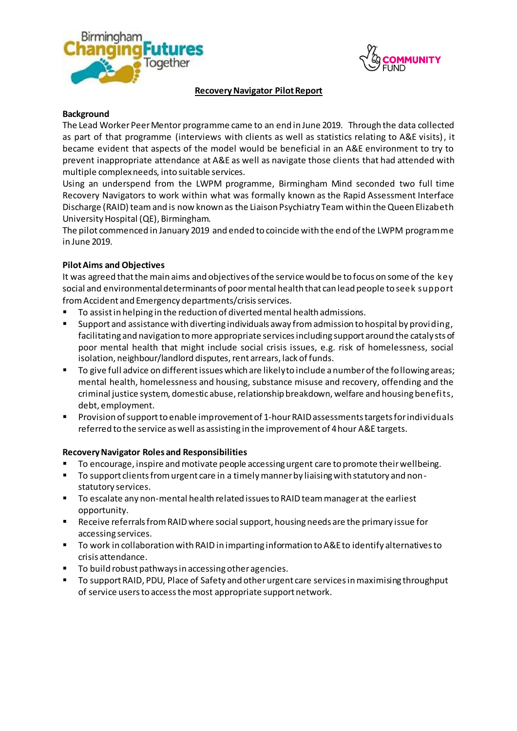# Recovery Navigator Pilot Report

## Background

The Lead Worker Peer Mentor programme came to an end in June 2019. Through the data collected as part of that programme (interviews with clients as well as statistics relating to A&E visits), it became evident that aspects of the model would be beneficial in an A&E environment to try to prevent inappropriate attendance at A&E as well as navigate those clients that had attended with multiple complex needs, into suitable services.

Using an underspend from the LWPM programme, Birmingham Mind seconded two full time Recovery Navigators to work within what was formally known as the Rapid Assessment Interface Discharge (RAID) team and is now known as the Liaison Psychiatry Team within the Queen Elizabeth University Hospital (QE), Birmingham.

The pilot commenced in January 2019 and ended to coincide with the end of the LWPM programme in June 2019.

## Pilot Aims and Objectives

It was agreed that the main aims and objectives of the service would be to focus on some of the key social and environmental determinants of poor mental health that can lead people to seek support from Accident and Emergency departments/crisis services.

- To assist in helping in the reduction of diverted mental health admissions.
- Support and assistance with diverting individuals away from admission to hospital by providing, facilitating and navigation to more appropriate services including support around the catalysts of poor mental health that might include social crisis issues, e.g. risk of homelessness, social isolation, neighbour/landlord disputes, rent arrears, lack of funds.
- To give full advice on different issues which are likely to include a number of the following areas; mental health, homelessness and housing, substance misuse and recovery, offending and the criminal justice system, domestic abuse, relationship breakdown, welfare and housing benefits, debt, employment.
- Provision of support to enable improvement of 1-hour RAID assessments targets for individuals referred to the service as well as assisting in the improvement of 4 hour A&E targets.

## Recovery Navigator Roles and Responsibilities

- To encourage, inspire and motivate people accessing urgent care to promote their wellbeing.
- To support clients from urgent care in a timely manner by liaising with statutory and non-statutory services.
- To escalate any non-mental health related issues to RAID team manager at the earliest opportunity.
- Receive referrals from RAID where social support, housing needs are the primary issue for accessing services.
- To work in collaboration with RAID in imparting information to A&E to identify alternatives to crisis attendance.
- To build robust pathways in accessing other agencies.
- To support RAID, PDU, Place of Safety and other urgent care services in maximising throughput of service users to access the most appropriate support network.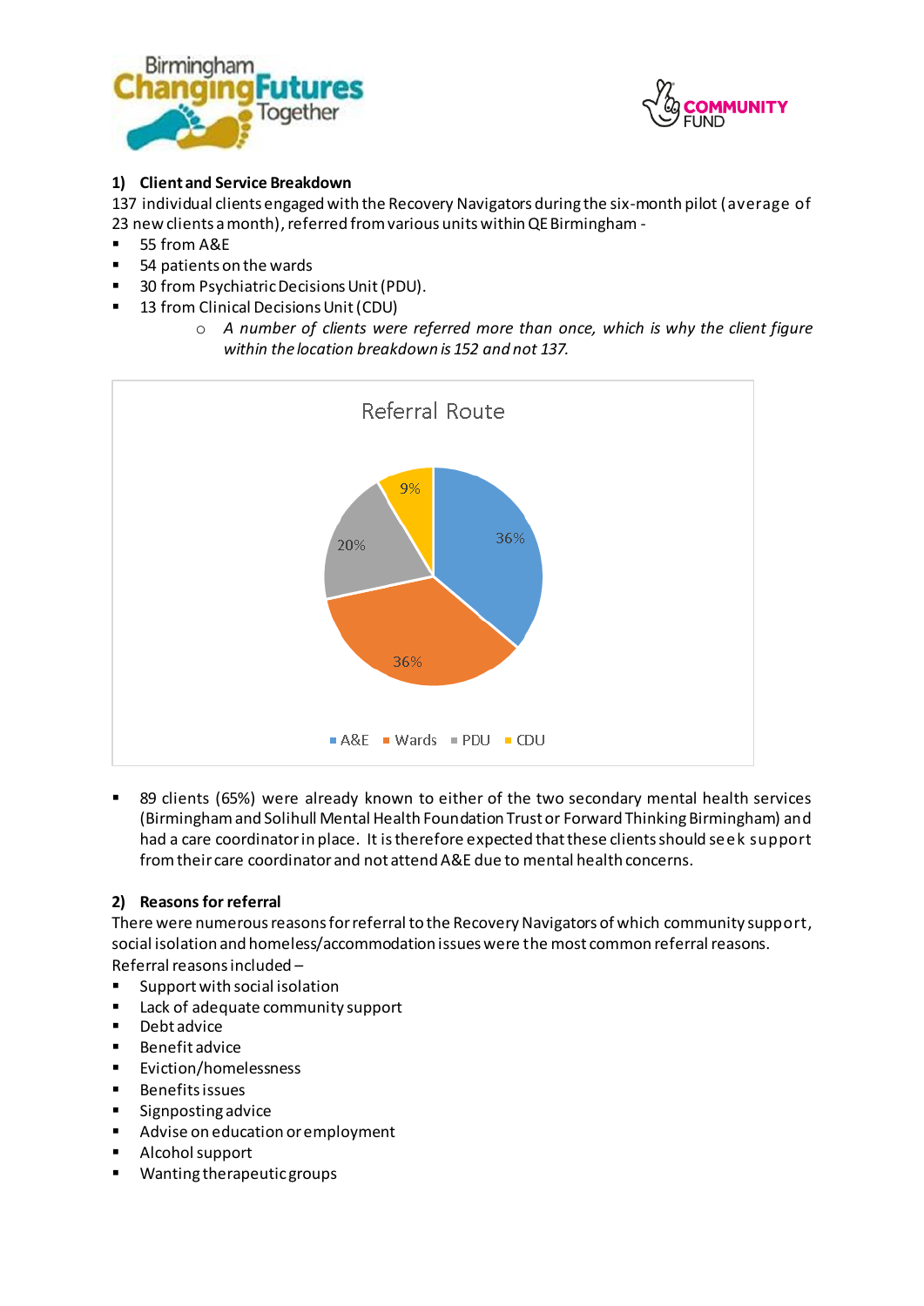**1) Client and Service Breakdown**

137 individual clients engaged with the Recovery Navigators during the six-month pilot (average of 23 new clients a month), referred from various units within QE Birmingham -

- 55 from A&E
- 54 patients on the wards
- 30 from Psychiatric Decisions Unit (PDU).
- 13 from Clinical Decisions Unit (CDU)
  - *A number of clients were referred more than once, which is why the client figure within the location breakdown is 152 and not 137.*

Referral Route

| Route | Percentage |
|---|---|
| A&E | 36% |
| Wards | 36% |
| PDU | 20% |
| CDU | 9% |

- 89 clients (65%) were already known to either of the two secondary mental health services (Birmingham and Solihull Mental Health Foundation Trust or Forward Thinking Birmingham) and had a care coordinator in place. It is therefore expected that these clients should seek support from their care coordinator and not attend A&E due to mental health concerns.

**2) Reasons for referral**

There were numerous reasons for referral to the Recovery Navigators of which community support, social isolation and homeless/accommodation issues were the most common referral reasons.

Referral reasons included –

- Support with social isolation
- Lack of adequate community support
- Debt advice
- Benefit advice
- Eviction/homelessness
- Benefits issues
- Signposting advice
- Advise on education or employment
- Alcohol support
- Wanting therapeutic groups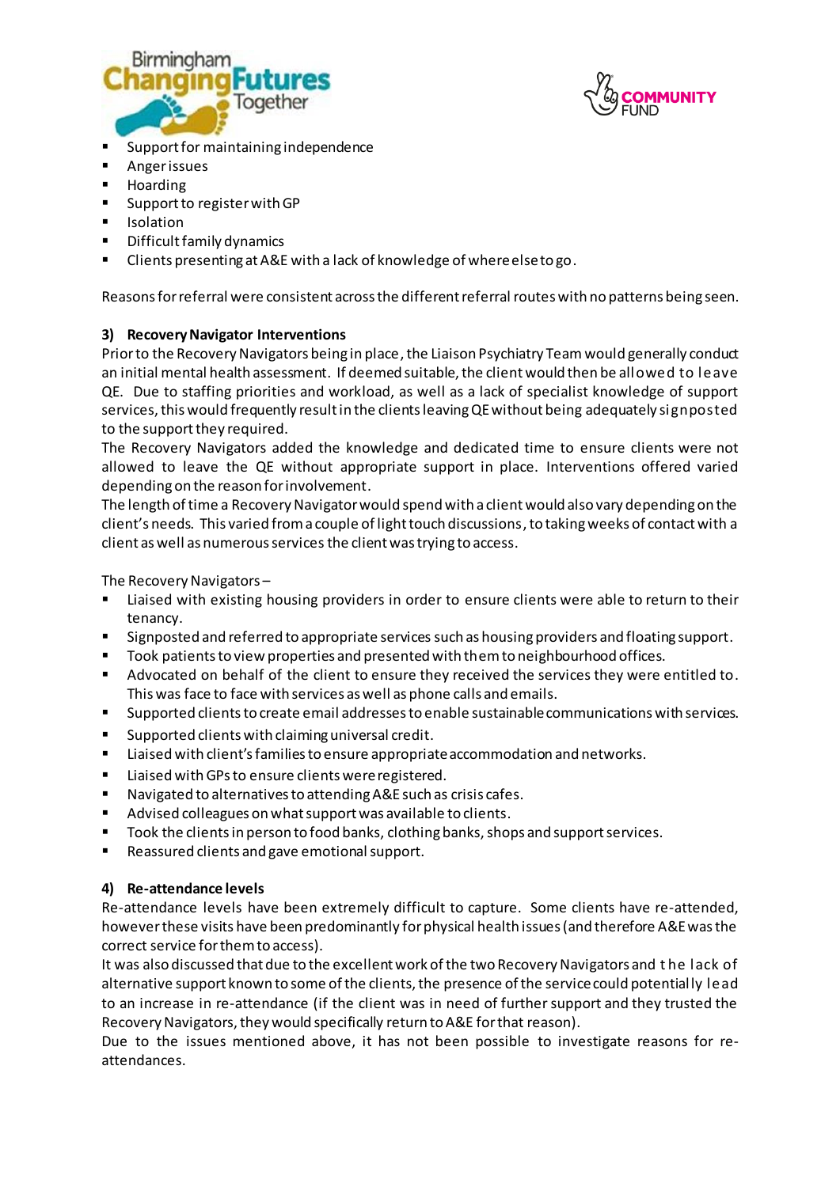- Support for maintaining independence
- Anger issues
- Hoarding
- Support to register with GP
- Isolation
- Difficult family dynamics
- Clients presenting at A&E with a lack of knowledge of where else to go.

Reasons for referral were consistent across the different referral routes with no patterns being seen.

### 3) Recovery Navigator Interventions

Prior to the Recovery Navigators being in place, the Liaison Psychiatry Team would generally conduct an initial mental health assessment. If deemed suitable, the client would then be allowed to leave QE. Due to staffing priorities and workload, as well as a lack of specialist knowledge of support services, this would frequently result in the clients leaving QE without being adequately signposted to the support they required.

The Recovery Navigators added the knowledge and dedicated time to ensure clients were not allowed to leave the QE without appropriate support in place. Interventions offered varied depending on the reason for involvement.

The length of time a Recovery Navigator would spend with a client would also vary depending on the client's needs. This varied from a couple of light touch discussions, to taking weeks of contact with a client as well as numerous services the client was trying to access.

The Recovery Navigators –

- Liaised with existing housing providers in order to ensure clients were able to return to their tenancy.
- Signposted and referred to appropriate services such as housing providers and floating support.
- Took patients to view properties and presented with them to neighbourhood offices.
- Advocated on behalf of the client to ensure they received the services they were entitled to. This was face to face with services as well as phone calls and emails.
- Supported clients to create email addresses to enable sustainable communications with services.
- Supported clients with claiming universal credit.
- Liaised with client's families to ensure appropriate accommodation and networks.
- Liaised with GPs to ensure clients were registered.
- Navigated to alternatives to attending A&E such as crisis cafes.
- Advised colleagues on what support was available to clients.
- Took the clients in person to food banks, clothing banks, shops and support services.
- Reassured clients and gave emotional support.

### 4) Re-attendance levels

Re-attendance levels have been extremely difficult to capture. Some clients have re-attended, however these visits have been predominantly for physical health issues (and therefore A&E was the correct service for them to access).

It was also discussed that due to the excellent work of the two Recovery Navigators and the lack of alternative support known to some of the clients, the presence of the service could potentially lead to an increase in re-attendance (if the client was in need of further support and they trusted the Recovery Navigators, they would specifically return to A&E for that reason).

Due to the issues mentioned above, it has not been possible to investigate reasons for re-attendances.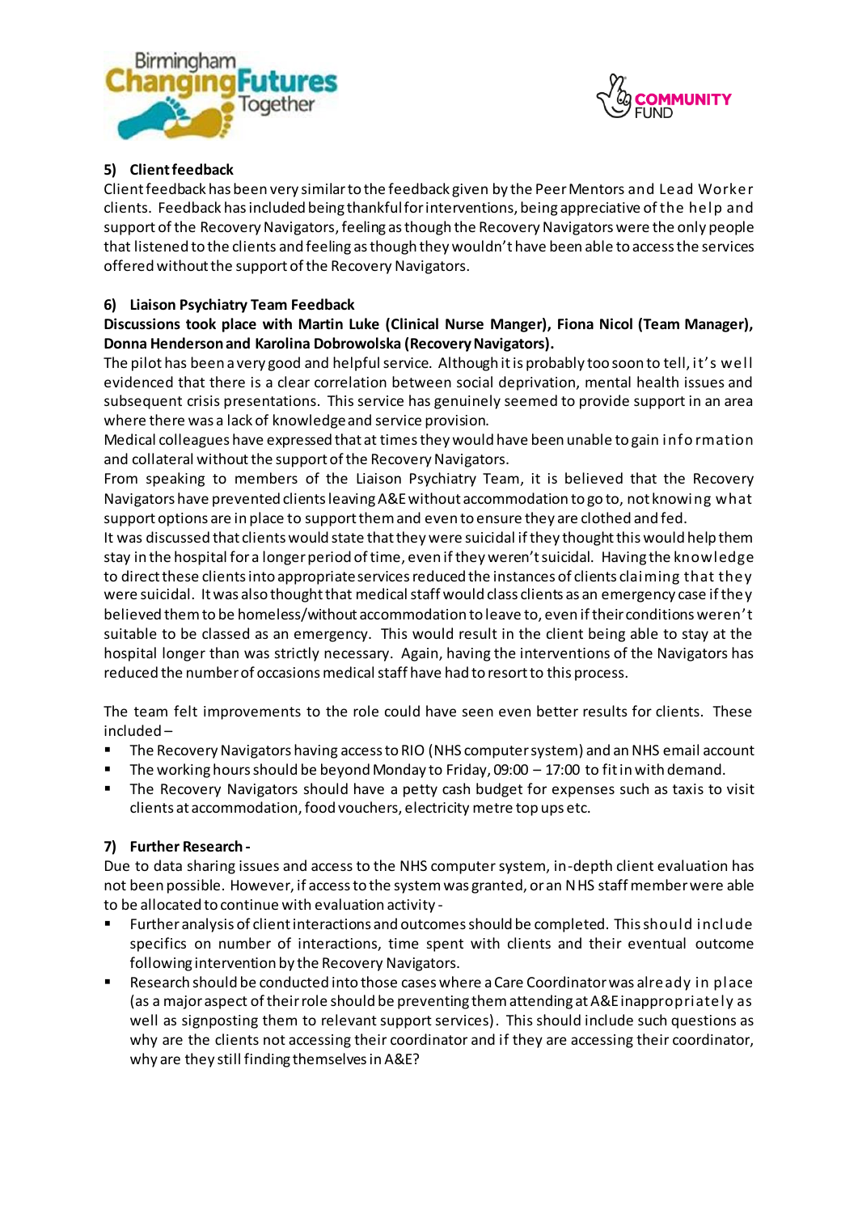## 5) Client feedback

Client feedback has been very similar to the feedback given by the Peer Mentors and Lead Worker clients. Feedback has included being thankful for interventions, being appreciative of the help and support of the Recovery Navigators, feeling as though the Recovery Navigators were the only people that listened to the clients and feeling as though they wouldn't have been able to access the services offered without the support of the Recovery Navigators.

## 6) Liaison Psychiatry Team Feedback

**Discussions took place with Martin Luke (Clinical Nurse Manger), Fiona Nicol (Team Manager), Donna Henderson and Karolina Dobrowolska (Recovery Navigators).**

The pilot has been a very good and helpful service. Although it is probably too soon to tell, it's well evidenced that there is a clear correlation between social deprivation, mental health issues and subsequent crisis presentations. This service has genuinely seemed to provide support in an area where there was a lack of knowledge and service provision.

Medical colleagues have expressed that at times they would have been unable to gain information and collateral without the support of the Recovery Navigators.

From speaking to members of the Liaison Psychiatry Team, it is believed that the Recovery Navigators have prevented clients leaving A&E without accommodation to go to, not knowing what support options are in place to support them and even to ensure they are clothed and fed.

It was discussed that clients would state that they were suicidal if they thought this would help them stay in the hospital for a longer period of time, even if they weren't suicidal. Having the knowledge to direct these clients into appropriate services reduced the instances of clients claiming that they were suicidal. It was also thought that medical staff would class clients as an emergency case if they believed them to be homeless/without accommodation to leave to, even if their conditions weren't suitable to be classed as an emergency. This would result in the client being able to stay at the hospital longer than was strictly necessary. Again, having the interventions of the Navigators has reduced the number of occasions medical staff have had to resort to this process.

The team felt improvements to the role could have seen even better results for clients. These included –

- The Recovery Navigators having access to RIO (NHS computer system) and an NHS email account
- The working hours should be beyond Monday to Friday, 09:00 – 17:00 to fit in with demand.
- The Recovery Navigators should have a petty cash budget for expenses such as taxis to visit clients at accommodation, food vouchers, electricity metre top ups etc.

## 7) Further Research -

Due to data sharing issues and access to the NHS computer system, in-depth client evaluation has not been possible. However, if access to the system was granted, or an NHS staff member were able to be allocated to continue with evaluation activity -

- Further analysis of client interactions and outcomes should be completed. This should include specifics on number of interactions, time spent with clients and their eventual outcome following intervention by the Recovery Navigators.
- Research should be conducted into those cases where a Care Coordinator was already in place (as a major aspect of their role should be preventing them attending at A&E inappropriately as well as signposting them to relevant support services). This should include such questions as why are the clients not accessing their coordinator and if they are accessing their coordinator, why are they still finding themselves in A&E?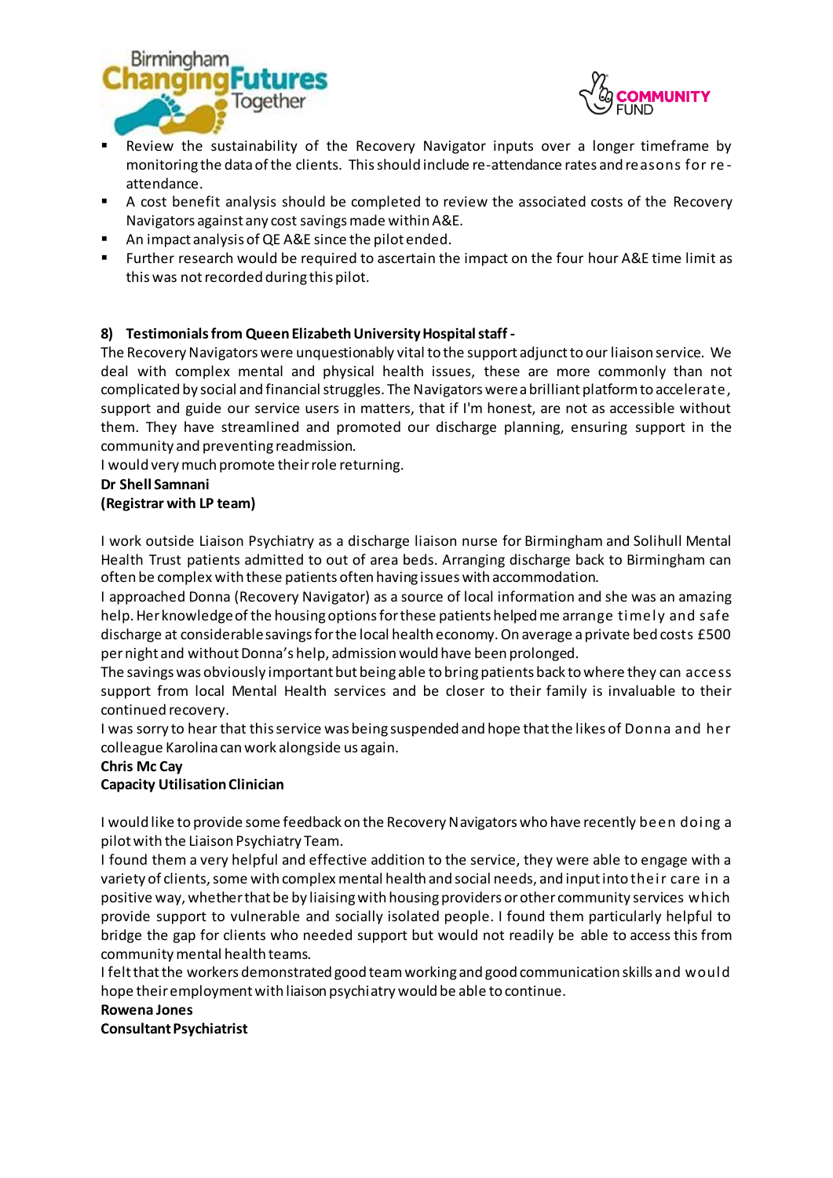- Review the sustainability of the Recovery Navigator inputs over a longer timeframe by monitoring the data of the clients. This should include re-attendance rates and reasons for re-attendance.
- A cost benefit analysis should be completed to review the associated costs of the Recovery Navigators against any cost savings made within A&E.
- An impact analysis of QE A&E since the pilot ended.
- Further research would be required to ascertain the impact on the four hour A&E time limit as this was not recorded during this pilot.

## 8) Testimonials from Queen Elizabeth University Hospital staff -

The Recovery Navigators were unquestionably vital to the support adjunct to our liaison service. We deal with complex mental and physical health issues, these are more commonly than not complicated by social and financial struggles. The Navigators were a brilliant platform to accelerate, support and guide our service users in matters, that if I'm honest, are not as accessible without them. They have streamlined and promoted our discharge planning, ensuring support in the community and preventing readmission.

I would very much promote their role returning.

**Dr Shell Samnani**
**(Registrar with LP team)**

I work outside Liaison Psychiatry as a discharge liaison nurse for Birmingham and Solihull Mental Health Trust patients admitted to out of area beds. Arranging discharge back to Birmingham can often be complex with these patients often having issues with accommodation.

I approached Donna (Recovery Navigator) as a source of local information and she was an amazing help. Her knowledge of the housing options for these patients helped me arrange timely and safe discharge at considerable savings for the local health economy. On average a private bed costs £500 per night and without Donna's help, admission would have been prolonged.

The savings was obviously important but being able to bring patients back to where they can access support from local Mental Health services and be closer to their family is invaluable to their continued recovery.

I was sorry to hear that this service was being suspended and hope that the likes of Donna and her colleague Karolina can work alongside us again.

**Chris Mc Cay**
**Capacity Utilisation Clinician**

I would like to provide some feedback on the Recovery Navigators who have recently been doing a pilot with the Liaison Psychiatry Team.

I found them a very helpful and effective addition to the service, they were able to engage with a variety of clients, some with complex mental health and social needs, and input into their care in a positive way, whether that be by liaising with housing providers or other community services which provide support to vulnerable and socially isolated people. I found them particularly helpful to bridge the gap for clients who needed support but would not readily be able to access this from community mental health teams.

I felt that the workers demonstrated good team working and good communication skills and would hope their employment with liaison psychiatry would be able to continue.

**Rowena Jones**
**Consultant Psychiatrist**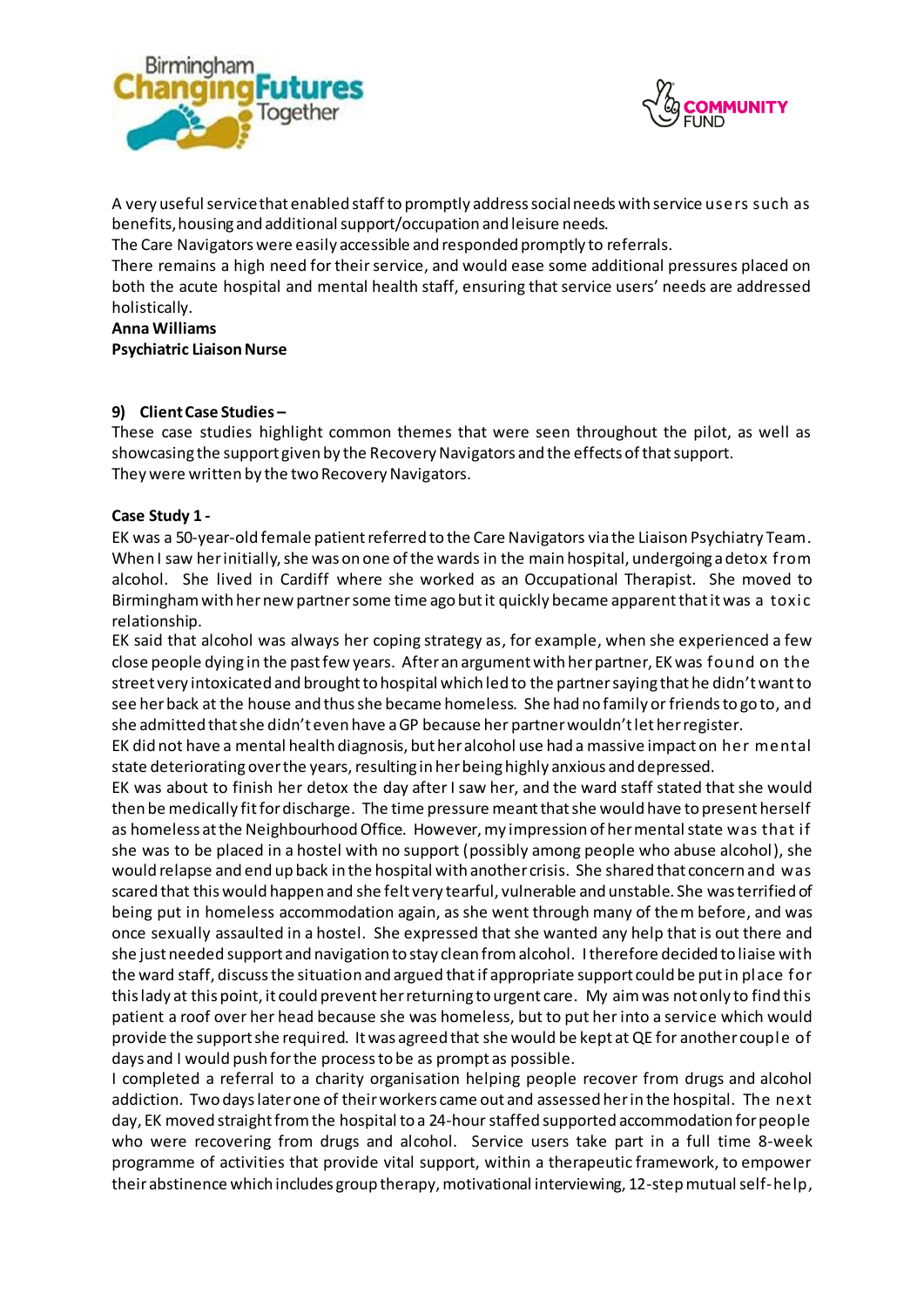A very useful service that enabled staff to promptly address social needs with service users such as benefits, housing and additional support/occupation and leisure needs.
The Care Navigators were easily accessible and responded promptly to referrals.
There remains a high need for their service, and would ease some additional pressures placed on both the acute hospital and mental health staff, ensuring that service users' needs are addressed holistically.
**Anna Williams**
**Psychiatric Liaison Nurse**

### 9) Client Case Studies –

These case studies highlight common themes that were seen throughout the pilot, as well as showcasing the support given by the Recovery Navigators and the effects of that support.
They were written by the two Recovery Navigators.

**Case Study 1 -**

EK was a 50-year-old female patient referred to the Care Navigators via the Liaison Psychiatry Team. When I saw her initially, she was on one of the wards in the main hospital, undergoing a detox from alcohol. She lived in Cardiff where she worked as an Occupational Therapist. She moved to Birmingham with her new partner some time ago but it quickly became apparent that it was a toxic relationship.
EK said that alcohol was always her coping strategy as, for example, when she experienced a few close people dying in the past few years. After an argument with her partner, EK was found on the street very intoxicated and brought to hospital which led to the partner saying that he didn't want to see her back at the house and thus she became homeless. She had no family or friends to go to, and she admitted that she didn't even have a GP because her partner wouldn't let her register.
EK did not have a mental health diagnosis, but her alcohol use had a massive impact on her mental state deteriorating over the years, resulting in her being highly anxious and depressed.
EK was about to finish her detox the day after I saw her, and the ward staff stated that she would then be medically fit for discharge. The time pressure meant that she would have to present herself as homeless at the Neighbourhood Office. However, my impression of her mental state was that if she was to be placed in a hostel with no support (possibly among people who abuse alcohol), she would relapse and end up back in the hospital with another crisis. She shared that concern and was scared that this would happen and she felt very tearful, vulnerable and unstable. She was terrified of being put in homeless accommodation again, as she went through many of them before, and was once sexually assaulted in a hostel. She expressed that she wanted any help that is out there and she just needed support and navigation to stay clean from alcohol. I therefore decided to liaise with the ward staff, discuss the situation and argued that if appropriate support could be put in place for this lady at this point, it could prevent her returning to urgent care. My aim was not only to find this patient a roof over her head because she was homeless, but to put her into a service which would provide the support she required. It was agreed that she would be kept at QE for another couple of days and I would push for the process to be as prompt as possible.
I completed a referral to a charity organisation helping people recover from drugs and alcohol addiction. Two days later one of their workers came out and assessed her in the hospital. The next day, EK moved straight from the hospital to a 24-hour staffed supported accommodation for people who were recovering from drugs and alcohol. Service users take part in a full time 8-week programme of activities that provide vital support, within a therapeutic framework, to empower their abstinence which includes group therapy, motivational interviewing, 12-step mutual self-help,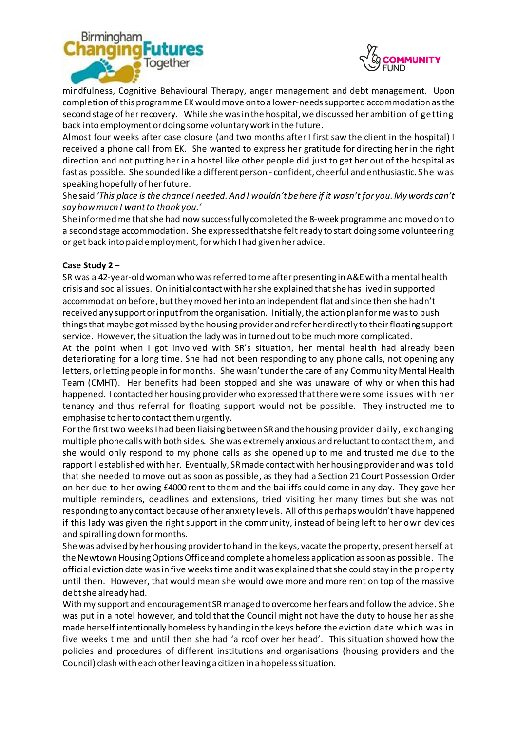mindfulness, Cognitive Behavioural Therapy, anger management and debt management. Upon completion of this programme EK would move onto a lower-needs supported accommodation as the second stage of her recovery. While she was in the hospital, we discussed her ambition of getting back into employment or doing some voluntary work in the future.

Almost four weeks after case closure (and two months after I first saw the client in the hospital) I received a phone call from EK. She wanted to express her gratitude for directing her in the right direction and not putting her in a hostel like other people did just to get her out of the hospital as fast as possible. She sounded like a different person - confident, cheerful and enthusiastic. She was speaking hopefully of her future.

She said *'This place is the chance I needed. And I wouldn't be here if it wasn't for you. My words can't say how much I want to thank you.'*

She informed me that she had now successfully completed the 8-week programme and moved onto a second stage accommodation. She expressed that she felt ready to start doing some volunteering or get back into paid employment, for which I had given her advice.

**Case Study 2 –**

SR was a 42-year-old woman who was referred to me after presenting in A&E with a mental health crisis and social issues. On initial contact with her she explained that she has lived in supported accommodation before, but they moved her into an independent flat and since then she hadn't received any support or input from the organisation. Initially, the action plan for me was to push things that maybe got missed by the housing provider and refer her directly to their floating support service. However, the situation the lady was in turned out to be much more complicated.

At the point when I got involved with SR's situation, her mental health had already been deteriorating for a long time. She had not been responding to any phone calls, not opening any letters, or letting people in for months. She wasn't under the care of any Community Mental Health Team (CMHT). Her benefits had been stopped and she was unaware of why or when this had happened. I contacted her housing provider who expressed that there were some issues with her tenancy and thus referral for floating support would not be possible. They instructed me to emphasise to her to contact them urgently.

For the first two weeks I had been liaising between SR and the housing provider daily, exchanging multiple phone calls with both sides. She was extremely anxious and reluctant to contact them, and she would only respond to my phone calls as she opened up to me and trusted me due to the rapport I established with her. Eventually, SR made contact with her housing provider and was told that she needed to move out as soon as possible, as they had a Section 21 Court Possession Order on her due to her owing £4000 rent to them and the bailiffs could come in any day. They gave her multiple reminders, deadlines and extensions, tried visiting her many times but she was not responding to any contact because of her anxiety levels. All of this perhaps wouldn't have happened if this lady was given the right support in the community, instead of being left to her own devices and spiralling down for months.

She was advised by her housing provider to hand in the keys, vacate the property, present herself at the Newtown Housing Options Office and complete a homeless application as soon as possible. The official eviction date was in five weeks time and it was explained that she could stay in the property until then. However, that would mean she would owe more and more rent on top of the massive debt she already had.

With my support and encouragement SR managed to overcome her fears and follow the advice. She was put in a hotel however, and told that the Council might not have the duty to house her as she made herself intentionally homeless by handing in the keys before the eviction date which was in five weeks time and until then she had 'a roof over her head'. This situation showed how the policies and procedures of different institutions and organisations (housing providers and the Council) clash with each other leaving a citizen in a hopeless situation.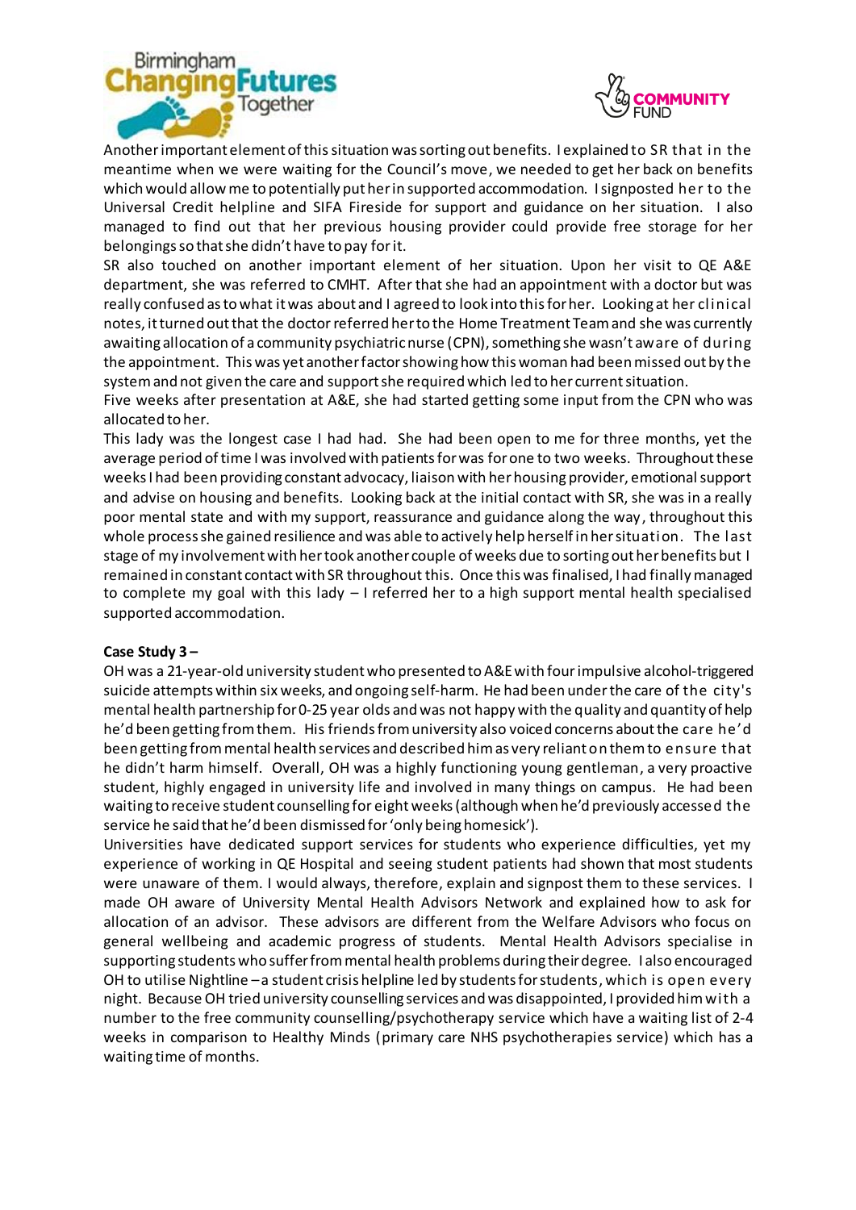Another important element of this situation was sorting out benefits. I explained to SR that in the meantime when we were waiting for the Council's move, we needed to get her back on benefits which would allow me to potentially put her in supported accommodation. I signposted her to the Universal Credit helpline and SIFA Fireside for support and guidance on her situation. I also managed to find out that her previous housing provider could provide free storage for her belongings so that she didn't have to pay for it.

SR also touched on another important element of her situation. Upon her visit to QE A&E department, she was referred to CMHT. After that she had an appointment with a doctor but was really confused as to what it was about and I agreed to look into this for her. Looking at her clinical notes, it turned out that the doctor referred her to the Home Treatment Team and she was currently awaiting allocation of a community psychiatric nurse (CPN), something she wasn't aware of during the appointment. This was yet another factor showing how this woman had been missed out by the system and not given the care and support she required which led to her current situation.

Five weeks after presentation at A&E, she had started getting some input from the CPN who was allocated to her.

This lady was the longest case I had had. She had been open to me for three months, yet the average period of time I was involved with patients for was for one to two weeks. Throughout these weeks I had been providing constant advocacy, liaison with her housing provider, emotional support and advise on housing and benefits. Looking back at the initial contact with SR, she was in a really poor mental state and with my support, reassurance and guidance along the way, throughout this whole process she gained resilience and was able to actively help herself in her situation. The last stage of my involvement with her took another couple of weeks due to sorting out her benefits but I remained in constant contact with SR throughout this. Once this was finalised, I had finally managed to complete my goal with this lady – I referred her to a high support mental health specialised supported accommodation.

**Case Study 3 –**

OH was a 21-year-old university student who presented to A&E with four impulsive alcohol-triggered suicide attempts within six weeks, and ongoing self-harm. He had been under the care of the city's mental health partnership for 0-25 year olds and was not happy with the quality and quantity of help he'd been getting from them. His friends from university also voiced concerns about the care he'd been getting from mental health services and described him as very reliant on them to ensure that he didn't harm himself. Overall, OH was a highly functioning young gentleman, a very proactive student, highly engaged in university life and involved in many things on campus. He had been waiting to receive student counselling for eight weeks (although when he'd previously accessed the service he said that he'd been dismissed for 'only being homesick').

Universities have dedicated support services for students who experience difficulties, yet my experience of working in QE Hospital and seeing student patients had shown that most students were unaware of them. I would always, therefore, explain and signpost them to these services. I made OH aware of University Mental Health Advisors Network and explained how to ask for allocation of an advisor. These advisors are different from the Welfare Advisors who focus on general wellbeing and academic progress of students. Mental Health Advisors specialise in supporting students who suffer from mental health problems during their degree. I also encouraged OH to utilise Nightline – a student crisis helpline led by students for students, which is open every night. Because OH tried university counselling services and was disappointed, I provided him with a number to the free community counselling/psychotherapy service which have a waiting list of 2-4 weeks in comparison to Healthy Minds (primary care NHS psychotherapies service) which has a waiting time of months.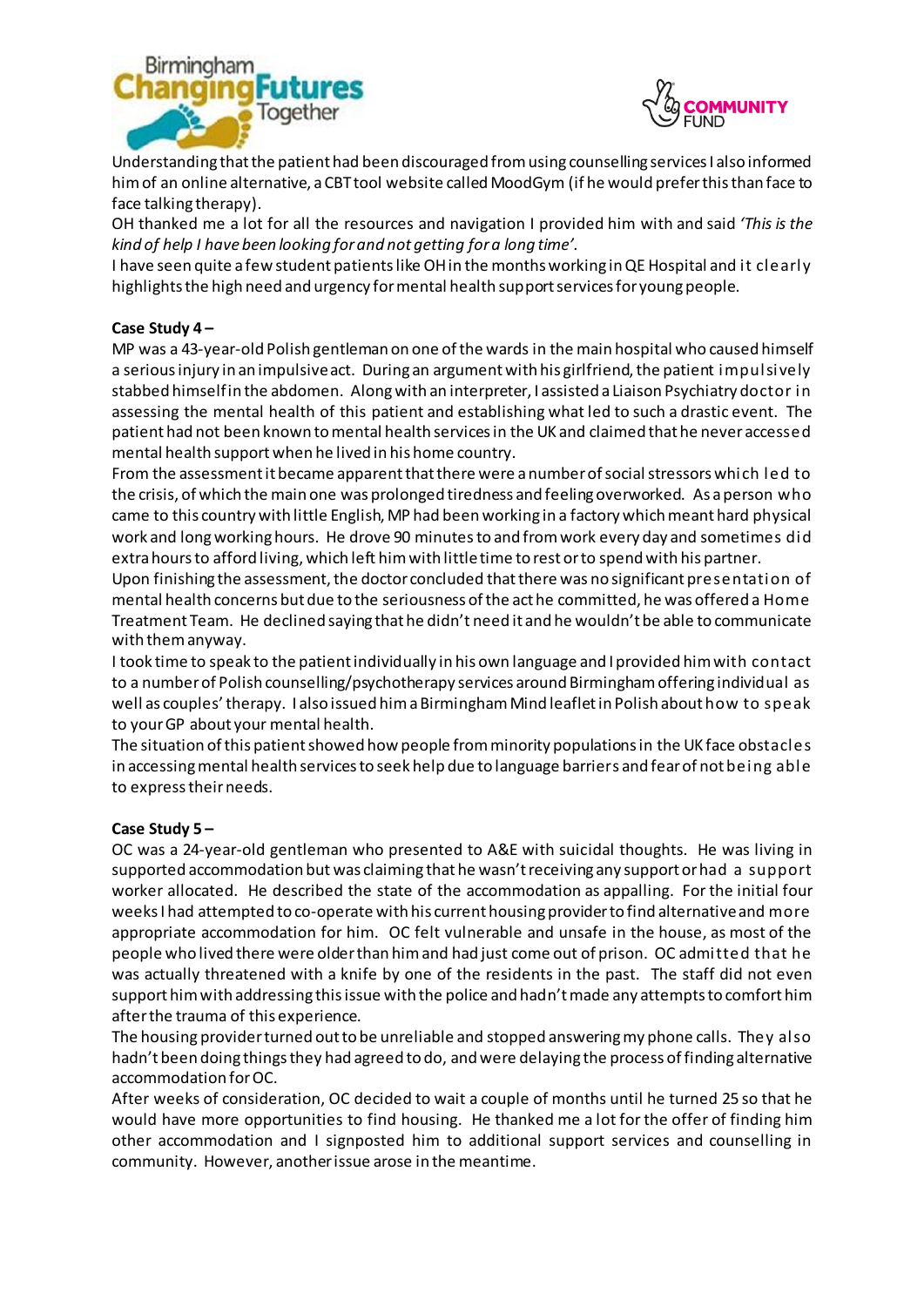Understanding that the patient had been discouraged from using counselling services I also informed him of an online alternative, a CBT tool website called MoodGym (if he would prefer this than face to face talking therapy).

OH thanked me a lot for all the resources and navigation I provided him with and said *'This is the kind of help I have been looking for and not getting for a long time'.*

I have seen quite a few student patients like OH in the months working in QE Hospital and it clearly highlights the high need and urgency for mental health support services for young people.

**Case Study 4 –**

MP was a 43-year-old Polish gentleman on one of the wards in the main hospital who caused himself a serious injury in an impulsive act. During an argument with his girlfriend, the patient impulsively stabbed himself in the abdomen. Along with an interpreter, I assisted a Liaison Psychiatry doctor in assessing the mental health of this patient and establishing what led to such a drastic event. The patient had not been known to mental health services in the UK and claimed that he never accessed mental health support when he lived in his home country.

From the assessment it became apparent that there were a number of social stressors which led to the crisis, of which the main one was prolonged tiredness and feeling overworked. As a person who came to this country with little English, MP had been working in a factory which meant hard physical work and long working hours. He drove 90 minutes to and from work every day and sometimes did extra hours to afford living, which left him with little time to rest or to spend with his partner.

Upon finishing the assessment, the doctor concluded that there was no significant presentation of mental health concerns but due to the seriousness of the act he committed, he was offered a Home Treatment Team. He declined saying that he didn't need it and he wouldn't be able to communicate with them anyway.

I took time to speak to the patient individually in his own language and I provided him with contact to a number of Polish counselling/psychotherapy services around Birmingham offering individual as well as couples' therapy. I also issued him a Birmingham Mind leaflet in Polish about how to speak to your GP about your mental health.

The situation of this patient showed how people from minority populations in the UK face obstacles in accessing mental health services to seek help due to language barriers and fear of not being able to express their needs.

**Case Study 5 –**

OC was a 24-year-old gentleman who presented to A&E with suicidal thoughts. He was living in supported accommodation but was claiming that he wasn't receiving any support or had a support worker allocated. He described the state of the accommodation as appalling. For the initial four weeks I had attempted to co-operate with his current housing provider to find alternative and more appropriate accommodation for him. OC felt vulnerable and unsafe in the house, as most of the people who lived there were older than him and had just come out of prison. OC admitted that he was actually threatened with a knife by one of the residents in the past. The staff did not even support him with addressing this issue with the police and hadn't made any attempts to comfort him after the trauma of this experience.

The housing provider turned out to be unreliable and stopped answering my phone calls. They also hadn't been doing things they had agreed to do, and were delaying the process of finding alternative accommodation for OC.

After weeks of consideration, OC decided to wait a couple of months until he turned 25 so that he would have more opportunities to find housing. He thanked me a lot for the offer of finding him other accommodation and I signposted him to additional support services and counselling in community. However, another issue arose in the meantime.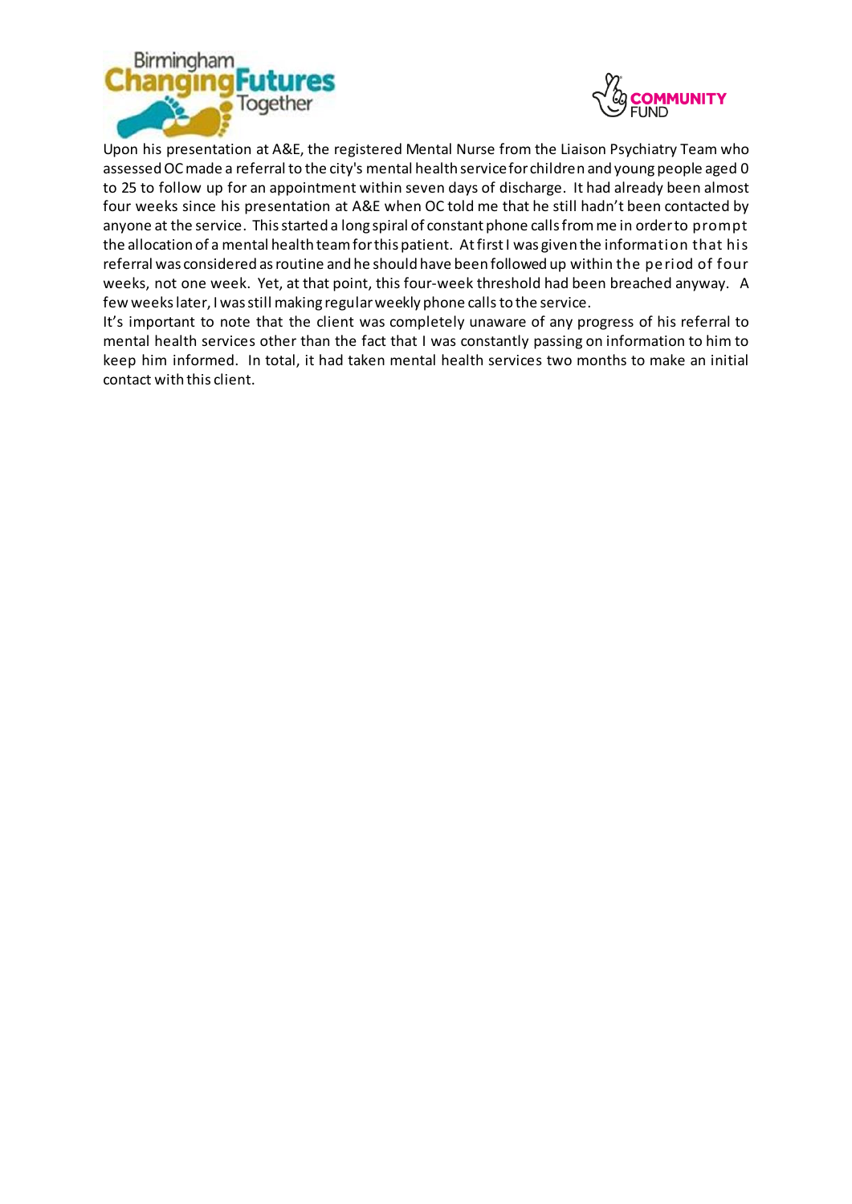Upon his presentation at A&E, the registered Mental Nurse from the Liaison Psychiatry Team who assessed OC made a referral to the city's mental health service for children and young people aged 0 to 25 to follow up for an appointment within seven days of discharge. It had already been almost four weeks since his presentation at A&E when OC told me that he still hadn't been contacted by anyone at the service. This started a long spiral of constant phone calls from me in order to prompt the allocation of a mental health team for this patient. At first I was given the information that his referral was considered as routine and he should have been followed up within the period of four weeks, not one week. Yet, at that point, this four-week threshold had been breached anyway. A few weeks later, I was still making regular weekly phone calls to the service.

It's important to note that the client was completely unaware of any progress of his referral to mental health services other than the fact that I was constantly passing on information to him to keep him informed. In total, it had taken mental health services two months to make an initial contact with this client.